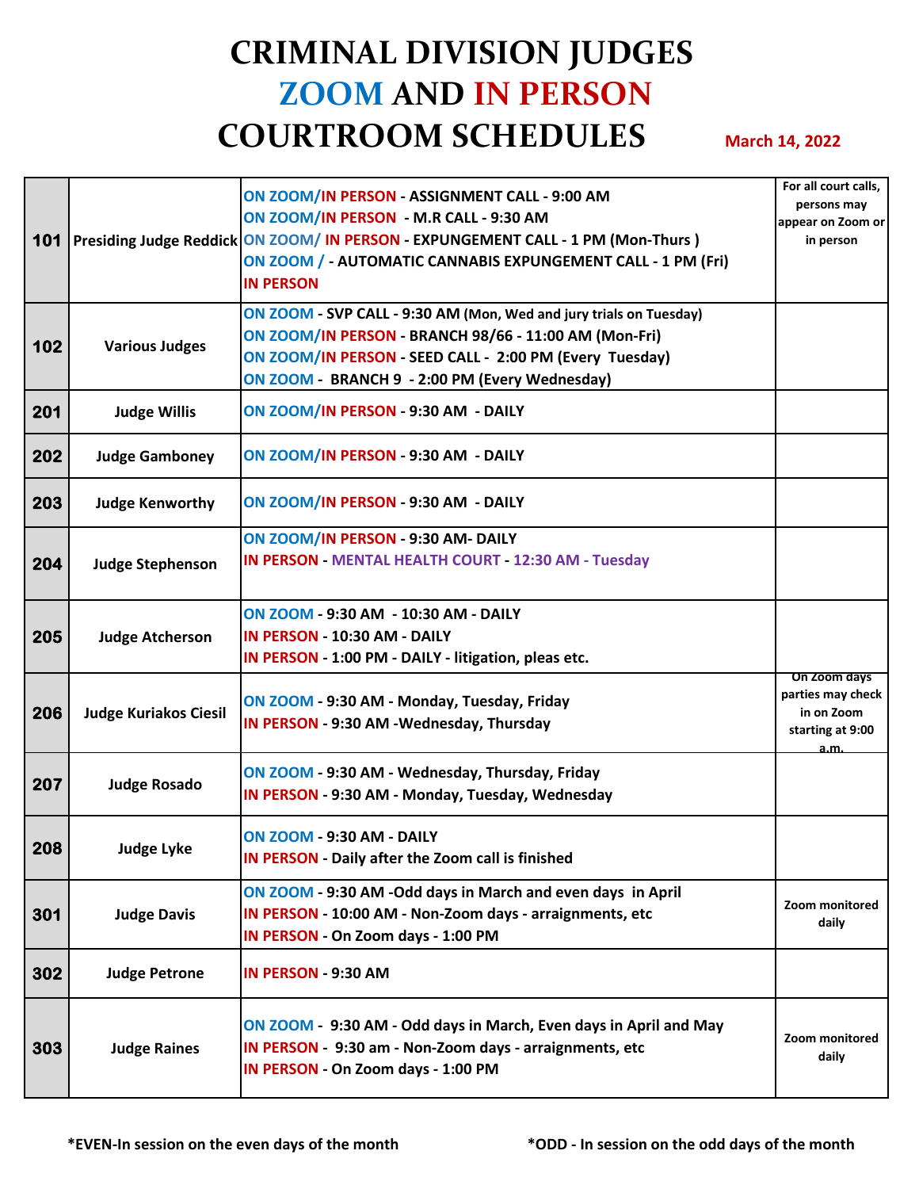# CRIMINAL DIVISION JUDGES ZOOM AND IN PERSON COURTROOM SCHEDULES

March 14, 2022

| Room | Judge | Schedule | Notes |
|---|---|---|---|
| 101 | Presiding Judge Reddick | ON ZOOM/IN PERSON - ASSIGNMENT CALL - 9:00 AM<br>ON ZOOM/IN PERSON - M.R CALL - 9:30 AM<br>ON ZOOM/ IN PERSON - EXPUNGEMENT CALL - 1 PM (Mon-Thurs )<br>ON ZOOM / - AUTOMATIC CANNABIS EXPUNGEMENT CALL - 1 PM (Fri)<br>IN PERSON | For all court calls, persons may appear on Zoom or in person |
| 102 | Various Judges | ON ZOOM - SVP CALL - 9:30 AM (Mon, Wed and jury trials on Tuesday)<br>ON ZOOM/IN PERSON - BRANCH 98/66 - 11:00 AM (Mon-Fri)<br>ON ZOOM/IN PERSON - SEED CALL - 2:00 PM (Every Tuesday)<br>ON ZOOM - BRANCH 9 - 2:00 PM (Every Wednesday) | |
| 201 | Judge Willis | ON ZOOM/IN PERSON - 9:30 AM - DAILY | |
| 202 | Judge Gamboney | ON ZOOM/IN PERSON - 9:30 AM - DAILY | |
| 203 | Judge Kenworthy | ON ZOOM/IN PERSON - 9:30 AM - DAILY | |
| 204 | Judge Stephenson | ON ZOOM/IN PERSON - 9:30 AM- DAILY<br>IN PERSON - MENTAL HEALTH COURT - 12:30 AM - Tuesday | |
| 205 | Judge Atcherson | ON ZOOM - 9:30 AM - 10:30 AM - DAILY<br>IN PERSON - 10:30 AM - DAILY<br>IN PERSON - 1:00 PM - DAILY - litigation, pleas etc. | |
| 206 | Judge Kuriakos Ciesil | ON ZOOM - 9:30 AM - Monday, Tuesday, Friday<br>IN PERSON - 9:30 AM -Wednesday, Thursday | On Zoom days parties may check in on Zoom starting at 9:00 a.m. |
| 207 | Judge Rosado | ON ZOOM - 9:30 AM - Wednesday, Thursday, Friday<br>IN PERSON - 9:30 AM - Monday, Tuesday, Wednesday | |
| 208 | Judge Lyke | ON ZOOM - 9:30 AM - DAILY<br>IN PERSON - Daily after the Zoom call is finished | |
| 301 | Judge Davis | ON ZOOM - 9:30 AM -Odd days in March and even days in April<br>IN PERSON - 10:00 AM - Non-Zoom days - arraignments, etc<br>IN PERSON - On Zoom days - 1:00 PM | Zoom monitored daily |
| 302 | Judge Petrone | IN PERSON - 9:30 AM | |
| 303 | Judge Raines | ON ZOOM - 9:30 AM - Odd days in March, Even days in April and May<br>IN PERSON - 9:30 am - Non-Zoom days - arraignments, etc<br>IN PERSON - On Zoom days - 1:00 PM | Zoom monitored daily |

*EVEN-In session on the even days of the month

*ODD - In session on the odd days of the month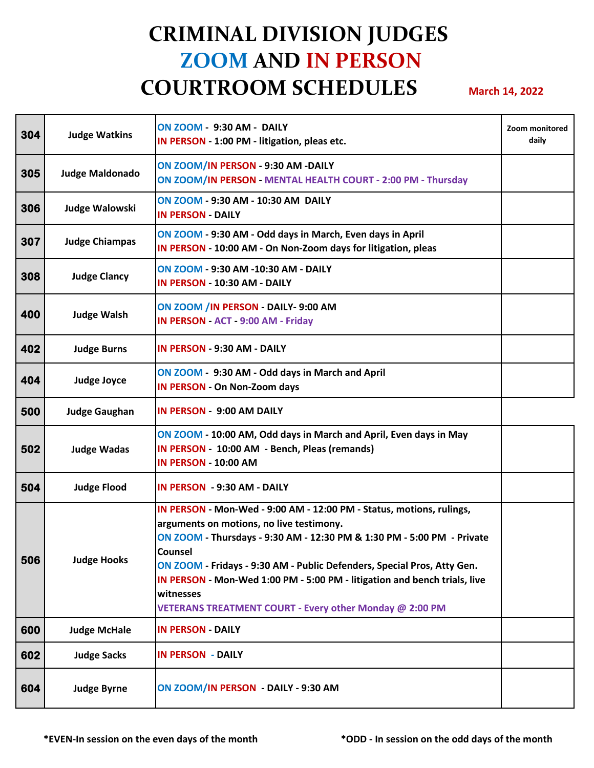# CRIMINAL DIVISION JUDGES ZOOM AND IN PERSON COURTROOM SCHEDULES

**March 14, 2022**

| Room | Judge | Schedule | Notes |
| --- | --- | --- | --- |
| **304** | **Judge Watkins** | **ON ZOOM - 9:30 AM - DAILY**<br>**IN PERSON - 1:00 PM - litigation, pleas etc.** | **Zoom monitored daily** |
| **305** | **Judge Maldonado** | **ON ZOOM/IN PERSON - 9:30 AM -DAILY**<br>**ON ZOOM/IN PERSON - MENTAL HEALTH COURT - 2:00 PM - Thursday** | |
| **306** | **Judge Walowski** | **ON ZOOM - 9:30 AM - 10:30 AM DAILY**<br>**IN PERSON - DAILY** | |
| **307** | **Judge Chiampas** | **ON ZOOM - 9:30 AM - Odd days in March, Even days in April**<br>**IN PERSON - 10:00 AM - On Non-Zoom days for litigation, pleas** | |
| **308** | **Judge Clancy** | **ON ZOOM - 9:30 AM -10:30 AM - DAILY**<br>**IN PERSON - 10:30 AM - DAILY** | |
| **400** | **Judge Walsh** | **ON ZOOM /IN PERSON - DAILY- 9:00 AM**<br>**IN PERSON - ACT - 9:00 AM - Friday** | |
| **402** | **Judge Burns** | **IN PERSON - 9:30 AM - DAILY** | |
| **404** | **Judge Joyce** | **ON ZOOM - 9:30 AM - Odd days in March and April**<br>**IN PERSON - On Non-Zoom days** | |
| **500** | **Judge Gaughan** | **IN PERSON - 9:00 AM DAILY** | |
| **502** | **Judge Wadas** | **ON ZOOM - 10:00 AM, Odd days in March and April, Even days in May**<br>**IN PERSON - 10:00 AM - Bench, Pleas (remands)**<br>**IN PERSON - 10:00 AM** | |
| **504** | **Judge Flood** | **IN PERSON - 9:30 AM - DAILY** | |
| **506** | **Judge Hooks** | **IN PERSON - Mon-Wed - 9:00 AM - 12:00 PM - Status, motions, rulings, arguments on motions, no live testimony.**<br>**ON ZOOM - Thursdays - 9:30 AM - 12:30 PM & 1:30 PM - 5:00 PM - Private Counsel**<br>**ON ZOOM - Fridays - 9:30 AM - Public Defenders, Special Pros, Atty Gen.**<br>**IN PERSON - Mon-Wed 1:00 PM - 5:00 PM - litigation and bench trials, live witnesses**<br>**VETERANS TREATMENT COURT - Every other Monday @ 2:00 PM** | |
| **600** | **Judge McHale** | **IN PERSON - DAILY** | |
| **602** | **Judge Sacks** | **IN PERSON - DAILY** | |
| **604** | **Judge Byrne** | **ON ZOOM/IN PERSON - DAILY - 9:30 AM** | |

**\*EVEN-In session on the even days of the month**

**\*ODD - In session on the odd days of the month**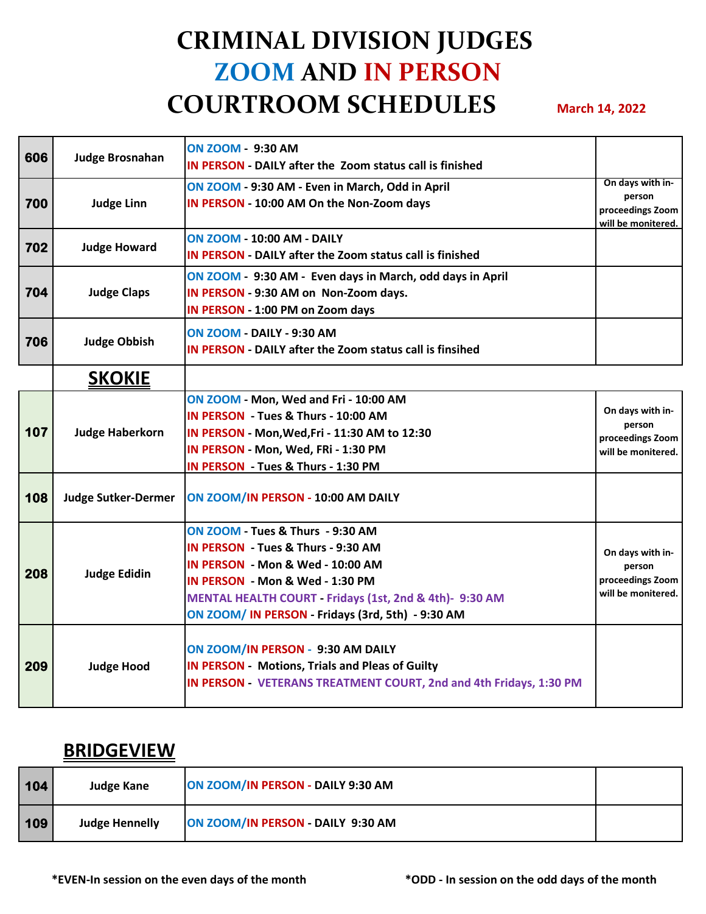# CRIMINAL DIVISION JUDGES ZOOM AND IN PERSON COURTROOM SCHEDULES

**March 14, 2022**

| | | | |
|---|---|---|---|
| **606** | **Judge Brosnahan** | **ON ZOOM - 9:30 AM**<br>**IN PERSON - DAILY after the Zoom status call is finished** | |
| **700** | **Judge Linn** | **ON ZOOM - 9:30 AM - Even in March, Odd in April**<br>**IN PERSON - 10:00 AM On the Non-Zoom days** | **On days with in-person proceedings Zoom will be monitered.** |
| **702** | **Judge Howard** | **ON ZOOM - 10:00 AM - DAILY**<br>**IN PERSON - DAILY after the Zoom status call is finished** | |
| **704** | **Judge Claps** | **ON ZOOM - 9:30 AM - Even days in March, odd days in April**<br>**IN PERSON - 9:30 AM on Non-Zoom days.**<br>**IN PERSON - 1:00 PM on Zoom days** | |
| **706** | **Judge Obbish** | **ON ZOOM - DAILY - 9:30 AM**<br>**IN PERSON - DAILY after the Zoom status call is finsihed** | |
| | **SKOKIE** | | |
| **107** | **Judge Haberkorn** | **ON ZOOM - Mon, Wed and Fri - 10:00 AM**<br>**IN PERSON - Tues & Thurs - 10:00 AM**<br>**IN PERSON - Mon,Wed,Fri - 11:30 AM to 12:30**<br>**IN PERSON - Mon, Wed, FRi - 1:30 PM**<br>**IN PERSON - Tues & Thurs - 1:30 PM** | **On days with in-person proceedings Zoom will be monitered.** |
| **108** | **Judge Sutker-Dermer** | **ON ZOOM/IN PERSON - 10:00 AM DAILY** | |
| **208** | **Judge Edidin** | **ON ZOOM - Tues & Thurs - 9:30 AM**<br>**IN PERSON - Tues & Thurs - 9:30 AM**<br>**IN PERSON - Mon & Wed - 10:00 AM**<br>**IN PERSON - Mon & Wed - 1:30 PM**<br>**MENTAL HEALTH COURT - Fridays (1st, 2nd & 4th)- 9:30 AM**<br>**ON ZOOM/ IN PERSON - Fridays (3rd, 5th) - 9:30 AM** | **On days with in-person proceedings Zoom will be monitered.** |
| **209** | **Judge Hood** | **ON ZOOM/IN PERSON - 9:30 AM DAILY**<br>**IN PERSON - Motions, Trials and Pleas of Guilty**<br>**IN PERSON - VETERANS TREATMENT COURT, 2nd and 4th Fridays, 1:30 PM** | |

## BRIDGEVIEW

| | | | |
|---|---|---|---|
| **104** | **Judge Kane** | **ON ZOOM/IN PERSON - DAILY 9:30 AM** | |
| **109** | **Judge Hennelly** | **ON ZOOM/IN PERSON - DAILY 9:30 AM** | |

**\*EVEN-In session on the even days of the month**

**\*ODD - In session on the odd days of the month**